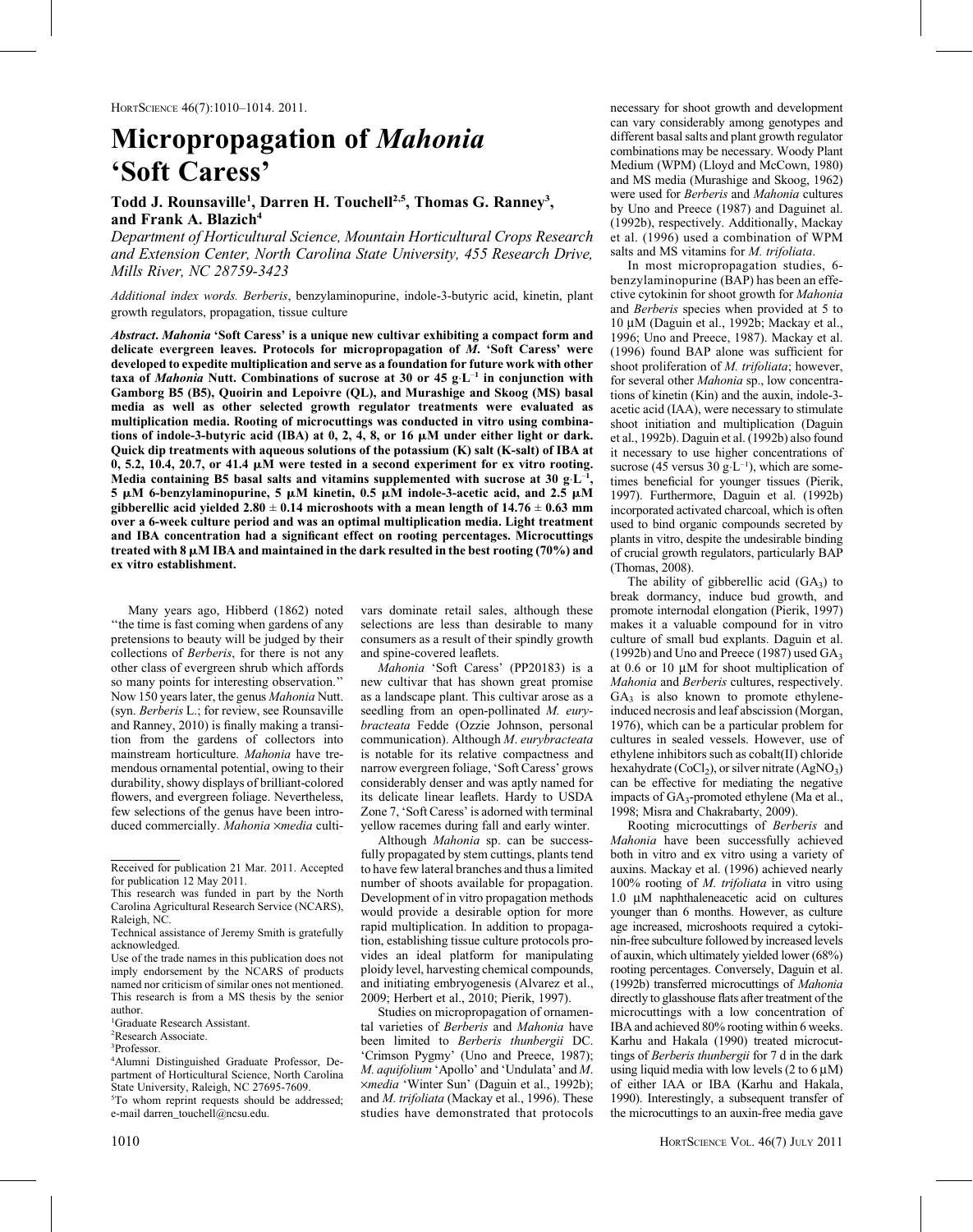# Micropropagation of *Mahonia* 'Soft Caress'

**Todd J. Rounsaville[1], Darren H. Touchell[2,5], Thomas G. Ranney[3], and Frank A. Blazich[4]**

*Department of Horticultural Science, Mountain Horticultural Crops Research and Extension Center, North Carolina State University, 455 Research Drive, Mills River, NC 28759-3423*

*Additional index words.* *Berberis*, benzylaminopurine, indole-3-butyric acid, kinetin, plant growth regulators, propagation, tissue culture

***Abstract*. *Mahonia* 'Soft Caress' is a unique new cultivar exhibiting a compact form and delicate evergreen leaves. Protocols for micropropagation of *M*. 'Soft Caress' were developed to expedite multiplication and serve as a foundation for future work with other taxa of *Mahonia* Nutt. Combinations of sucrose at 30 or 45 g·L$^{-1}$ in conjunction with Gamborg B5 (B5), Quoirin and Lepoivre (QL), and Murashige and Skoog (MS) basal media as well as other selected growth regulator treatments were evaluated as multiplication media. Rooting of microcuttings was conducted in vitro using combinations of indole-3-butyric acid (IBA) at 0, 2, 4, 8, or 16 μM under either light or dark. Quick dip treatments with aqueous solutions of the potassium (K) salt (K-salt) of IBA at 0, 5.2, 10.4, 20.7, or 41.4 μM were tested in a second experiment for ex vitro rooting. Media containing B5 basal salts and vitamins supplemented with sucrose at 30 g·L$^{-1}$, 5 μM 6-benzylaminopurine, 5 μM kinetin, 0.5 μM indole-3-acetic acid, and 2.5 μM gibberellic acid yielded 2.80 ± 0.14 microshoots with a mean length of 14.76 ± 0.63 mm over a 6-week culture period and was an optimal multiplication media. Light treatment and IBA concentration had a significant effect on rooting percentages. Microcuttings treated with 8 μM IBA and maintained in the dark resulted in the best rooting (70%) and ex vitro establishment.**

Many years ago, Hibberd (1862) noted "the time is fast coming when gardens of any pretensions to beauty will be judged by their collections of *Berberis*, for there is not any other class of evergreen shrub which affords so many points for interesting observation." Now 150 years later, the genus *Mahonia* Nutt. (syn. *Berberis* L.; for review, see Rounsaville and Ranney, 2010) is finally making a transition from the gardens of collectors into mainstream horticulture. *Mahonia* have tremendous ornamental potential, owing to their durability, showy displays of brilliant-colored flowers, and evergreen foliage. Nevertheless, few selections of the genus have been introduced commercially. *Mahonia* ×*media* cultivars dominate retail sales, although these selections are less than desirable to many consumers as a result of their spindly growth and spine-covered leaflets.

*Mahonia* 'Soft Caress' (PP20183) is a new cultivar that has shown great promise as a landscape plant. This cultivar arose as a seedling from an open-pollinated *M. eurybracteata* Fedde (Ozzie Johnson, personal communication). Although *M. eurybracteata* is notable for its relative compactness and narrow evergreen foliage, 'Soft Caress' grows considerably denser and was aptly named for its delicate linear leaflets. Hardy to USDA Zone 7, 'Soft Caress' is adorned with terminal yellow racemes during fall and early winter.

Although *Mahonia* sp. can be successfully propagated by stem cuttings, plants tend to have few lateral branches and thus a limited number of shoots available for propagation. Development of in vitro propagation methods would provide a desirable option for more rapid multiplication. In addition to propagation, establishing tissue culture protocols provides an ideal platform for manipulating ploidy level, harvesting chemical compounds, and initiating embryogenesis (Alvarez et al., 2009; Herbert et al., 2010; Pierik, 1997).

Studies on micropropagation of ornamental varieties of *Berberis* and *Mahonia* have been limited to *Berberis thunbergii* DC. 'Crimson Pygmy' (Uno and Preece, 1987); *M. aquifolium* 'Apollo' and 'Undulata' and *M.* ×*media* 'Winter Sun' (Daguin et al., 1992b); and *M. trifoliata* (Mackay et al., 1996). These studies have demonstrated that protocols necessary for shoot growth and development can vary considerably among genotypes and different basal salts and plant growth regulator combinations may be necessary. Woody Plant Medium (WPM) (Lloyd and McCown, 1980) and MS media (Murashige and Skoog, 1962) were used for *Berberis* and *Mahonia* cultures by Uno and Preece (1987) and Daguinet al. (1992b), respectively. Additionally, Mackay et al. (1996) used a combination of WPM salts and MS vitamins for *M. trifoliata*.

In most micropropagation studies, 6-benzylaminopurine (BAP) has been an effective cytokinin for shoot growth for *Mahonia* and *Berberis* species when provided at 5 to 10 μM (Daguin et al., 1992b; Mackay et al., 1996; Uno and Preece, 1987). Mackay et al. (1996) found BAP alone was sufficient for shoot proliferation of *M. trifoliata*; however, for several other *Mahonia* sp., low concentrations of kinetin (Kin) and the auxin, indole-3-acetic acid (IAA), were necessary to stimulate shoot initiation and multiplication (Daguin et al., 1992b). Daguin et al. (1992b) also found it necessary to use higher concentrations of sucrose (45 versus 30 g·L$^{-1}$), which are sometimes beneficial for younger tissues (Pierik, 1997). Furthermore, Daguin et al. (1992b) incorporated activated charcoal, which is often used to bind organic compounds secreted by plants in vitro, despite the undesirable binding of crucial growth regulators, particularly BAP (Thomas, 2008).

The ability of gibberellic acid ($GA_3$) to break dormancy, induce bud growth, and promote internodal elongation (Pierik, 1997) makes it a valuable compound for in vitro culture of small bud explants. Daguin et al. (1992b) and Uno and Preece (1987) used $GA_3$ at 0.6 or 10 μM for shoot multiplication of *Mahonia* and *Berberis* cultures, respectively. $GA_3$ is also known to promote ethylene-induced necrosis and leaf abscission (Morgan, 1976), which can be a particular problem for cultures in sealed vessels. However, use of ethylene inhibitors such as cobalt(II) chloride hexahydrate ($CoCl_2$), or silver nitrate ($AgNO_3$) can be effective for mediating the negative impacts of $GA_3$-promoted ethylene (Ma et al., 1998; Misra and Chakrabarty, 2009).

Rooting microcuttings of *Berberis* and *Mahonia* have been successfully achieved both in vitro and ex vitro using a variety of auxins. Mackay et al. (1996) achieved nearly 100% rooting of *M. trifoliata* in vitro using 1.0 μM naphthaleneacetic acid on cultures younger than 6 months. However, as culture age increased, microshoots required a cytokinin-free subculture followed by increased levels of auxin, which ultimately yielded lower (68%) rooting percentages. Conversely, Daguin et al. (1992b) transferred microcuttings of *Mahonia* directly to glasshouse flats after treatment of the microcuttings with a low concentration of IBA and achieved 80% rooting within 6 weeks. Karhu and Hakala (1990) treated microcuttings of *Berberis thunbergii* for 7 d in the dark using liquid media with low levels (2 to 6 μM) of either IAA or IBA (Karhu and Hakala, 1990). Interestingly, a subsequent transfer of the microcuttings to an auxin-free media gave

---

Received for publication 21 Mar. 2011. Accepted for publication 12 May 2011.

This research was funded in part by the North Carolina Agricultural Research Service (NCARS), Raleigh, NC.

Technical assistance of Jeremy Smith is gratefully acknowledged.

Use of the trade names in this publication does not imply endorsement by the NCARS of products named nor criticism of similar ones not mentioned. This research is from a MS thesis by the senior author.

[1]Graduate Research Assistant.

[2]Research Associate.

[3]Professor.

[4]Alumni Distinguished Graduate Professor, Department of Horticultural Science, North Carolina State University, Raleigh, NC 27695-7609.

[5]To whom reprint requests should be addressed; e-mail darren_touchell@ncsu.edu.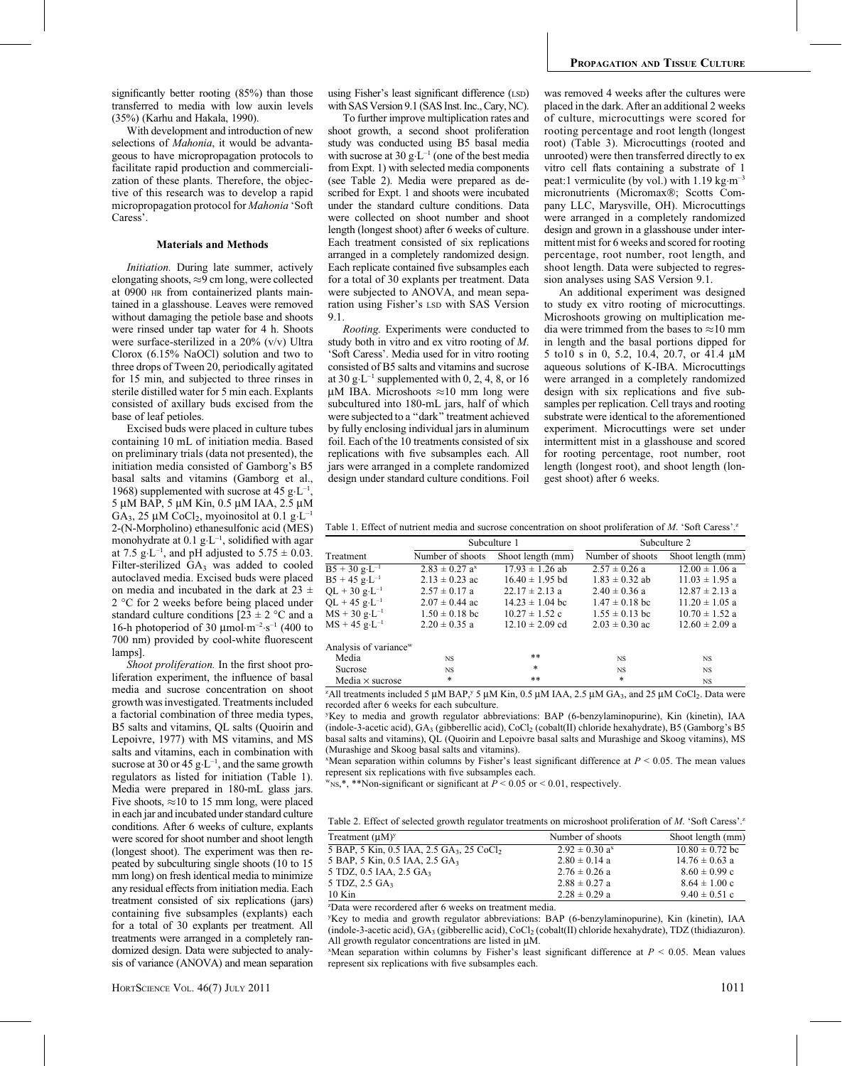significantly better rooting (85%) than those transferred to media with low auxin levels (35%) (Karhu and Hakala, 1990).

With development and introduction of new selections of *Mahonia*, it would be advantageous to have micropropagation protocols to facilitate rapid production and commercialization of these plants. Therefore, the objective of this research was to develop a rapid micropropagation protocol for *Mahonia* 'Soft Caress'.

## Materials and Methods

*Initiation.* During late summer, actively elongating shoots, ≈9 cm long, were collected at 0900 HR from containerized plants maintained in a glasshouse. Leaves were removed without damaging the petiole base and shoots were rinsed under tap water for 4 h. Shoots were surface-sterilized in a 20% (v/v) Ultra Clorox (6.15% NaOCl) solution and two to three drops of Tween 20, periodically agitated for 15 min, and subjected to three rinses in sterile distilled water for 5 min each. Explants consisted of axillary buds excised from the base of leaf petioles.

Excised buds were placed in culture tubes containing 10 mL of initiation media. Based on preliminary trials (data not presented), the initiation media consisted of Gamborg's B5 basal salts and vitamins (Gamborg et al., 1968) supplemented with sucrose at 45 g·L$^{-1}$, 5 μM BAP, 5 μM Kin, 0.5 μM IAA, 2.5 μM $GA_3$, 25 μM $CoCl_2$, myoinositol at 0.1 g·L$^{-1}$ 2-(N-Morpholino) ethanesulfonic acid (MES) monohydrate at 0.1 g·L$^{-1}$, solidified with agar at 7.5 g·L$^{-1}$, and pH adjusted to 5.75 ± 0.03. Filter-sterilized $GA_3$ was added to cooled autoclaved media. Excised buds were placed on media and incubated in the dark at 23 ± 2 °C for 2 weeks before being placed under standard culture conditions [23 ± 2 °C and a 16-h photoperiod of 30 μmol·m$^{-2}$·s$^{-1}$ (400 to 700 nm) provided by cool-white fluorescent lamps].

*Shoot proliferation.* In the first shoot proliferation experiment, the influence of basal media and sucrose concentration on shoot growth was investigated. Treatments included a factorial combination of three media types, B5 salts and vitamins, QL salts (Quoirin and Lepoivre, 1977) with MS vitamins, and MS salts and vitamins, each in combination with sucrose at 30 or 45 g·L$^{-1}$, and the same growth regulators as listed for initiation (Table 1). Media were prepared in 180-mL glass jars. Five shoots, ≈10 to 15 mm long, were placed in each jar and incubated under standard culture conditions. After 6 weeks of culture, explants were scored for shoot number and shoot length (longest shoot). The experiment was then repeated by subculturing single shoots (10 to 15 mm long) on fresh identical media to minimize any residual effects from initiation media. Each treatment consisted of six replications (jars) containing five subsamples (explants) each for a total of 30 explants per treatment. All treatments were arranged in a completely randomized design. Data were subjected to analysis of variance (ANOVA) and mean separation using Fisher's least significant difference (LSD) with SAS Version 9.1 (SAS Inst. Inc., Cary, NC).

To further improve multiplication rates and shoot growth, a second shoot proliferation study was conducted using B5 basal media with sucrose at 30 g·L$^{-1}$ (one of the best media from Expt. 1) with selected media components (see Table 2). Media were prepared as described for Expt. 1 and shoots were incubated under the standard culture conditions. Data were collected on shoot number and shoot length (longest shoot) after 6 weeks of culture. Each treatment consisted of six replications arranged in a completely randomized design. Each replicate contained five subsamples each for a total of 30 explants per treatment. Data were subjected to ANOVA, and mean separation using Fisher's LSD with SAS Version 9.1.

*Rooting.* Experiments were conducted to study both in vitro and ex vitro rooting of *M.* 'Soft Caress'. Media used for in vitro rooting consisted of B5 salts and vitamins and sucrose at 30 g·L$^{-1}$ supplemented with 0, 2, 4, 8, or 16 μM IBA. Microshoots ≈10 mm long were subcultured into 180-mL jars, half of which were subjected to a "dark" treatment achieved by fully enclosing individual jars in aluminum foil. Each of the 10 treatments consisted of six replications with five subsamples each. All jars were arranged in a complete randomized design under standard culture conditions. Foil was removed 4 weeks after the cultures were placed in the dark. After an additional 2 weeks of culture, microcuttings were scored for rooting percentage and root length (longest root) (Table 3). Microcuttings (rooted and unrooted) were then transferred directly to ex vitro cell flats containing a substrate of 1 peat:1 vermiculite (by vol.) with 1.19 kg·m$^{-3}$ micronutrients (Micromax®; Scotts Company LLC, Marysville, OH). Microcuttings were arranged in a completely randomized design and grown in a glasshouse under intermittent mist for 6 weeks and scored for rooting percentage, root number, root length, and shoot length. Data were subjected to regression analyses using SAS Version 9.1.

An additional experiment was designed to study ex vitro rooting of microcuttings. Microshoots growing on multiplication media were trimmed from the bases to ≈10 mm in length and the basal portions dipped for 5 to10 s in 0, 5.2, 10.4, 20.7, or 41.4 μM aqueous solutions of K-IBA. Microcuttings were arranged in a completely randomized design with six replications and five subsamples per replication. Cell trays and rooting substrate were identical to the aforementioned experiment. Microcuttings were set under intermittent mist in a glasshouse and scored for rooting percentage, root number, root length (longest root), and shoot length (longest shoot) after 6 weeks.

Table 1. Effect of nutrient media and sucrose concentration on shoot proliferation of *M.* 'Soft Caress'.[z]

| Treatment | Subculture 1 | | Subculture 2 | |
|---|---|---|---|---|
| | Number of shoots | Shoot length (mm) | Number of shoots | Shoot length (mm) |
| B5 + 30 g·L$^{-1}$ | 2.83 ± 0.27 a[x] | 17.93 ± 1.26 ab | 2.57 ± 0.26 a | 12.00 ± 1.06 a |
| B5 + 45 g·L$^{-1}$ | 2.13 ± 0.23 ac | 16.40 ± 1.95 bd | 1.83 ± 0.32 ab | 11.03 ± 1.95 a |
| QL + 30 g·L$^{-1}$ | 2.57 ± 0.17 a | 22.17 ± 2.13 a | 2.40 ± 0.36 a | 12.87 ± 2.13 a |
| QL + 45 g·L$^{-1}$ | 2.07 ± 0.44 ac | 14.23 ± 1.04 bc | 1.47 ± 0.18 bc | 11.20 ± 1.05 a |
| MS + 30 g·L$^{-1}$ | 1.50 ± 0.18 bc | 10.27 ± 1.52 c | 1.55 ± 0.13 bc | 10.70 ± 1.52 a |
| MS + 45 g·L$^{-1}$ | 2.20 ± 0.35 a | 12.10 ± 2.09 cd | 2.03 ± 0.30 ac | 12.60 ± 2.09 a |
| Analysis of variance[w] | | | | |
| Media | NS | ** | NS | NS |
| Sucrose | NS | * | NS | NS |
| Media × sucrose | * | ** | * | NS |

[z]All treatments included 5 μM BAP,[y] 5 μM Kin, 0.5 μM IAA, 2.5 μM $GA_3$, and 25 μM $CoCl_2$. Data were recorded after 6 weeks for each subculture.

[y]Key to media and growth regulator abbreviations: BAP (6-benzylaminopurine), Kin (kinetin), IAA (indole-3-acetic acid), $GA_3$ (gibberellic acid), $CoCl_2$ (cobalt(II) chloride hexahydrate), B5 (Gamborg's B5 basal salts and vitamins), QL (Quoirin and Lepoivre basal salts and Murashige and Skoog vitamins), MS (Murashige and Skoog basal salts and vitamins).

[x]Mean separation within columns by Fisher's least significant difference at $P < 0.05$. The mean values represent six replications with five subsamples each.

[w]NS,*, **Non-significant or significant at $P < 0.05$ or $< 0.01$, respectively.

Table 2. Effect of selected growth regulator treatments on microshoot proliferation of *M.* 'Soft Caress'.[z]

| Treatment (μM)[y] | Number of shoots | Shoot length (mm) |
|---|---|---|
| 5 BAP, 5 Kin, 0.5 IAA, 2.5 $GA_3$, 25 $CoCl_2$ | 2.92 ± 0.30 a[x] | 10.80 ± 0.72 bc |
| 5 BAP, 5 Kin, 0.5 IAA, 2.5 $GA_3$ | 2.80 ± 0.14 a | 14.76 ± 0.63 a |
| 5 TDZ, 0.5 IAA, 2.5 $GA_3$ | 2.76 ± 0.26 a | 8.60 ± 0.99 c |
| 5 TDZ, 2.5 $GA_3$ | 2.88 ± 0.27 a | 8.64 ± 1.00 c |
| 10 Kin | 2.28 ± 0.29 a | 9.40 ± 0.51 c |

[z]Data were recordered after 6 weeks on treatment media.

[y]Key to media and growth regulator abbreviations: BAP (6-benzylaminopurine), Kin (kinetin), IAA (indole-3-acetic acid), $GA_3$ (gibberellic acid), $CoCl_2$ (cobalt(II) chloride hexahydrate), TDZ (thidiazuron). All growth regulator concentrations are listed in μM.

[x]Mean separation within columns by Fisher's least significant difference at $P < 0.05$. Mean values represent six replications with five subsamples each.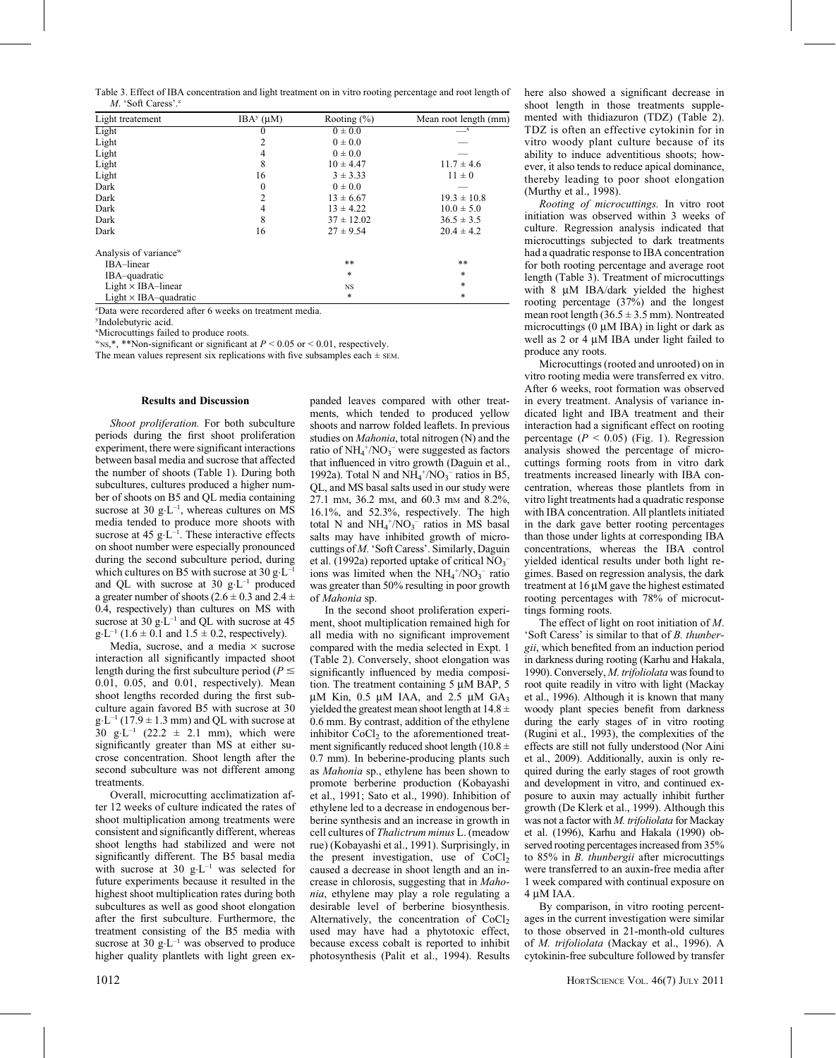Table 3. Effect of IBA concentration and light treatment on in vitro rooting percentage and root length of *M.* 'Soft Caress'.[z]

| Light treatement | IBA[y] (μM) | Rooting (%) | Mean root length (mm) |
|---|---|---|---|
| Light | 0 | 0 ± 0.0 | —[x] |
| Light | 2 | 0 ± 0.0 | — |
| Light | 4 | 0 ± 0.0 | — |
| Light | 8 | 10 ± 4.47 | 11.7 ± 4.6 |
| Light | 16 | 3 ± 3.33 | 11 ± 0 |
| Dark | 0 | 0 ± 0.0 | — |
| Dark | 2 | 13 ± 6.67 | 19.3 ± 10.8 |
| Dark | 4 | 13 ± 4.22 | 10.0 ± 5.0 |
| Dark | 8 | 37 ± 12.02 | 36.5 ± 3.5 |
| Dark | 16 | 27 ± 9.54 | 20.4 ± 4.2 |
| Analysis of variance[w] | | | |
| IBA–linear | | ** | ** |
| IBA–quadratic | | * | * |
| Light × IBA–linear | | NS | * |
| Light × IBA–quadratic | | * | * |

[z]Data were recordered after 6 weeks on treatment media.

[y]Indolebutyric acid.

[x]Microcuttings failed to produce roots.

[w]NS,*, **Non-significant or significant at $P < 0.05$ or $< 0.01$, respectively.

The mean values represent six replications with five subsamples each ± SEM.

## Results and Discussion

*Shoot proliferation.* For both subculture periods during the first shoot proliferation experiment, there were significant interactions between basal media and sucrose that affected the number of shoots (Table 1). During both subcultures, cultures produced a higher number of shoots on B5 and QL media containing sucrose at 30 $g \cdot L^{-1}$, whereas cultures on MS media tended to produce more shoots with sucrose at 45 $g \cdot L^{-1}$. These interactive effects on shoot number were especially pronounced during the second subculture period, during which cultures on B5 with sucrose at 30 $g \cdot L^{-1}$ and QL with sucrose at 30 $g \cdot L^{-1}$ produced a greater number of shoots (2.6 ± 0.3 and 2.4 ± 0.4, respectively) than cultures on MS with sucrose at 30 $g \cdot L^{-1}$ and QL with sucrose at 45 $g \cdot L^{-1}$ (1.6 ± 0.1 and 1.5 ± 0.2, respectively).

Media, sucrose, and a media × sucrose interaction all significantly impacted shoot length during the first subculture period ($P \leq 0.01$, 0.05, and 0.01, respectively). Mean shoot lengths recorded during the first subculture again favored B5 with sucrose at 30 $g \cdot L^{-1}$ (17.9 ± 1.3 mm) and QL with sucrose at 30 $g \cdot L^{-1}$ (22.2 ± 2.1 mm), which were significantly greater than MS at either sucrose concentration. Shoot length after the second subculture was not different among treatments.

Overall, microcutting acclimatization after 12 weeks of culture indicated the rates of shoot multiplication among treatments were consistent and significantly different, whereas shoot lengths had stabilized and were not significantly different. The B5 basal media with sucrose at 30 $g \cdot L^{-1}$ was selected for future experiments because it resulted in the highest shoot multiplication rates during both subcultures as well as good shoot elongation after the first subculture. Furthermore, the treatment consisting of the B5 media with sucrose at 30 $g \cdot L^{-1}$ was observed to produce higher quality plantlets with light green expanded leaves compared with other treatments, which tended to produced yellow shoots and narrow folded leaflets. In previous studies on *Mahonia*, total nitrogen (N) and the ratio of $NH_4^+/NO_3^-$ were suggested as factors that influenced in vitro growth (Daguin et al., 1992a). Total N and $NH_4^+/NO_3^-$ ratios in B5, QL, and MS basal salts used in our study were 27.1 mM, 36.2 mM, and 60.3 mM and 8.2%, 16.1%, and 52.3%, respectively. The high total N and $NH_4^+/NO_3^-$ ratios in MS basal salts may have inhibited growth of microcuttings of *M.* 'Soft Caress'. Similarly, Daguin et al. (1992a) reported uptake of critical $NO_3^-$ ions was limited when the $NH_4^+/NO_3^-$ ratio was greater than 50% resulting in poor growth of *Mahonia* sp.

In the second shoot proliferation experiment, shoot multiplication remained high for all media with no significant improvement compared with the media selected in Expt. 1 (Table 2). Conversely, shoot elongation was significantly influenced by media composition. The treatment containing 5 μM BAP, 5 μM Kin, 0.5 μM IAA, and 2.5 μM $GA_3$ yielded the greatest mean shoot length at 14.8 ± 0.6 mm. By contrast, addition of the ethylene inhibitor $CoCl_2$ to the aforementioned treatment significantly reduced shoot length (10.8 ± 0.7 mm). In beberine-producing plants such as *Mahonia* sp., ethylene has been shown to promote berberine production (Kobayashi et al., 1991; Sato et al., 1990). Inhibition of ethylene led to a decrease in endogenous berberine synthesis and an increase in growth in cell cultures of *Thalictrum minus* L. (meadow rue) (Kobayashi et al., 1991). Surprisingly, in the present investigation, use of $CoCl_2$ caused a decrease in shoot length and an increase in chlorosis, suggesting that in *Mahonia*, ethylene may play a role regulating a desirable level of berberine biosynthesis. Alternatively, the concentration of $CoCl_2$ used may have had a phytotoxic effect, because excess cobalt is reported to inhibit photosynthesis (Palit et al., 1994). Results here also showed a significant decrease in shoot length in those treatments supplemented with thidiazuron (TDZ) (Table 2). TDZ is often an effective cytokinin for in vitro woody plant culture because of its ability to induce adventitious shoots; however, it also tends to reduce apical dominance, thereby leading to poor shoot elongation (Murthy et al., 1998).

*Rooting of microcuttings.* In vitro root initiation was observed within 3 weeks of culture. Regression analysis indicated that microcuttings subjected to dark treatments had a quadratic response to IBA concentration for both rooting percentage and average root length (Table 3). Treatment of microcuttings with 8 μM IBA/dark yielded the highest rooting percentage (37%) and the longest mean root length (36.5 ± 3.5 mm). Nontreated microcuttings (0 μM IBA) in light or dark as well as 2 or 4 μM IBA under light failed to produce any roots.

Microcuttings (rooted and unrooted) on in vitro rooting media were transferred ex vitro. After 6 weeks, root formation was observed in every treatment. Analysis of variance indicated light and IBA treatment and their interaction had a significant effect on rooting percentage ($P < 0.05$) (Fig. 1). Regression analysis showed the percentage of microcuttings forming roots from in vitro dark treatments increased linearly with IBA concentration, whereas those plantlets from in vitro light treatments had a quadratic response with IBA concentration. All plantlets initiated in the dark gave better rooting percentages than those under lights at corresponding IBA concentrations, whereas the IBA control yielded identical results under both light regimes. Based on regression analysis, the dark treatment at 16 μM gave the highest estimated rooting percentages with 78% of microcuttings forming roots.

The effect of light on root initiation of *M.* 'Soft Caress' is similar to that of *B. thunbergii*, which benefited from an induction period in darkness during rooting (Karhu and Hakala, 1990). Conversely, *M. trifoliolata* was found to root quite readily in vitro with light (Mackay et al., 1996). Although it is known that many woody plant species benefit from darkness during the early stages of in vitro rooting (Rugini et al., 1993), the complexities of the effects are still not fully understood (Nor Aini et al., 2009). Additionally, auxin is only required during the early stages of root growth and development in vitro, and continued exposure to auxin may actually inhibit further growth (De Klerk et al., 1999). Although this was not a factor with *M. trifoliolata* for Mackay et al. (1996), Karhu and Hakala (1990) observed rooting percentages increased from 35% to 85% in *B. thunbergii* after microcuttings were transferred to an auxin-free media after 1 week compared with continual exposure on 4 μM IAA.

By comparison, in vitro rooting percentages in the current investigation were similar to those observed in 21-month-old cultures of *M. trifoliolata* (Mackay et al., 1996). A cytokinin-free subculture followed by transfer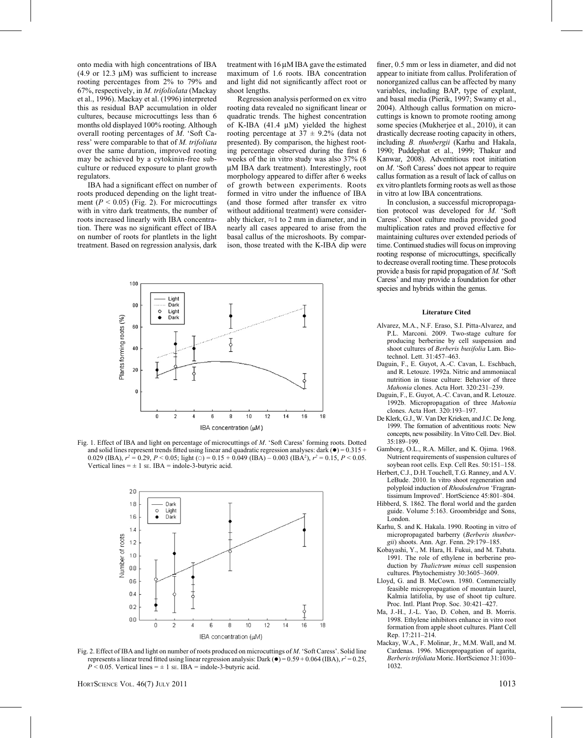onto media with high concentrations of IBA (4.9 or 12.3 μM) was sufficient to increase rooting percentages from 2% to 79% and 67%, respectively, in *M. trifoliolata* (Mackay et al., 1996). Mackay et al. (1996) interpreted this as residual BAP accumulation in older cultures, because microcuttings less than 6 months old displayed 100% rooting. Although overall rooting percentages of *M*. 'Soft Caress' were comparable to that of *M. trifoliata* over the same duration, improved rooting may be achieved by a cytokinin-free subculture or reduced exposure to plant growth regulators.

IBA had a significant effect on number of roots produced depending on the light treatment ($P < 0.05$) (Fig. 2). For microcuttings with in vitro dark treatments, the number of roots increased linearly with IBA concentration. There was no significant effect of IBA on number of roots for plantlets in the light treatment. Based on regression analysis, dark treatment with 16 μM IBA gave the estimated maximum of 1.6 roots. IBA concentration and light did not significantly affect root or shoot lengths.

Regression analysis performed on ex vitro rooting data revealed no significant linear or quadratic trends. The highest concentration of K-IBA (41.4 μM) yielded the highest rooting percentage at 37 ± 9.2% (data not presented). By comparison, the highest rooting percentage observed during the first 6 weeks of the in vitro study was also 37% (8 μM IBA dark treatment). Interestingly, root morphology appeared to differ after 6 weeks of growth between experiments. Roots formed in vitro under the influence of IBA (and those formed after transfer ex vitro without additional treatment) were considerably thicker, ≈1 to 2 mm in diameter, and in nearly all cases appeared to arise from the basal callus of the microshoots. By comparison, those treated with the K-IBA dip were finer, 0.5 mm or less in diameter, and did not appear to initiate from callus. Proliferation of nonorganized callus can be affected by many variables, including BAP, type of explant, and basal media (Pierik, 1997; Swamy et al., 2004). Although callus formation on microcuttings is known to promote rooting among some species (Mukherjee et al., 2010), it can drastically decrease rooting capacity in others, including *B. thunbergii* (Karhu and Hakala, 1990; Puddephat et al., 1999; Thakur and Kanwar, 2008). Adventitious root initiation on *M*. 'Soft Caress' does not appear to require callus formation as a result of lack of callus on ex vitro plantlets forming roots as well as those in vitro at low IBA concentrations.

In conclusion, a successful micropropagation protocol was developed for *M.* 'Soft Caress'. Shoot culture media provided good multiplication rates and proved effective for maintaining cultures over extended periods of time. Continued studies will focus on improving rooting response of microcuttings, specifically to decrease overall rooting time. These protocols provide a basis for rapid propagation of *M.* 'Soft Caress' and may provide a foundation for other species and hybrids within the genus.

Fig. 1. Effect of IBA and light on percentage of microcuttings of *M*. 'Soft Caress' forming roots. Dotted and solid lines represent trends fitted using linear and quadratic regression analyses: dark (●) = 0.315 + 0.029 (IBA), $r^2 = 0.29$, $P < 0.05$; light (○) = 0.15 + 0.049 (IBA) – 0.003 (IBA$^2$), $r^2 = 0.15$, $P < 0.05$. Vertical lines = ± 1 SE. IBA = indole-3-butyric acid.

Fig. 2. Effect of IBA and light on number of roots produced on microcuttings of *M*. 'Soft Caress'. Solid line represents a linear trend fitted using linear regression analysis: Dark (●) = 0.59 + 0.064 (IBA), $r^2 = 0.25$, $P < 0.05$. Vertical lines = ± 1 SE. IBA = indole-3-butyric acid.

## Literature Cited

Alvarez, M.A., N.F. Eraso, S.I. Pitta-Alvarez, and P.L. Marconi. 2009. Two-stage culture for producing berberine by cell suspension and shoot cultures of *Berberis buxifolia* Lam. Biotechnol. Lett. 31:457–463.

Daguin, F., E. Guyot, A.-C. Cavan, L. Eschbach, and R. Letouze. 1992a. Nitric and ammoniacal nutrition in tissue culture: Behavior of three *Mahonia* clones. Acta Hort. 320:231–239.

Daguin, F., E. Guyot, A.-C. Cavan, and R. Letouze. 1992b. Micropropagation of three *Mahonia* clones. Acta Hort. 320:193–197.

De Klerk, G.J., W. Van Der Krieken, and J.C. De Jong. 1999. The formation of adventitious roots: New concepts, new possibility. In Vitro Cell. Dev. Biol. 35:189–199.

Gamborg, O.L., R.A. Miller, and K. Ojima. 1968. Nutrient requirements of suspension cultures of soybean root cells. Exp. Cell Res. 50:151–158.

Herbert, C.J., D.H. Touchell, T.G. Ranney, and A.V. LeBude. 2010. In vitro shoot regeneration and polyploid induction of *Rhododendron* 'Fragrantissimum Improved'. HortScience 45:801–804.

Hibberd, S. 1862. The floral world and the garden guide. Volume 5:163. Groombridge and Sons, London.

Karhu, S. and K. Hakala. 1990. Rooting in vitro of micropropagated barberry (*Berberis thunbergii*) shoots. Ann. Agr. Fenn. 29:179–185.

Kobayashi, Y., M. Hara, H. Fukui, and M. Tabata. 1991. The role of ethylene in berberine production by *Thalictrum minus* cell suspension cultures. Phytochemistry 30:3605–3609.

Lloyd, G. and B. McCown. 1980. Commercially feasible micropropagation of mountain laurel, Kalmia latifolia, by use of shoot tip culture. Proc. Intl. Plant Prop. Soc. 30:421–427.

Ma, J.-H., J.-L. Yao, D. Cohen, and B. Morris. 1998. Ethylene inhibitors enhance in vitro root formation from apple shoot cultures. Plant Cell Rep. 17:211–214.

Mackay, W.A., F. Molinar, Jr., M.M. Wall, and M. Cardenas. 1996. Micropropagation of agarita, *Berberis trifoliata* Moric. HortScience 31:1030–1032.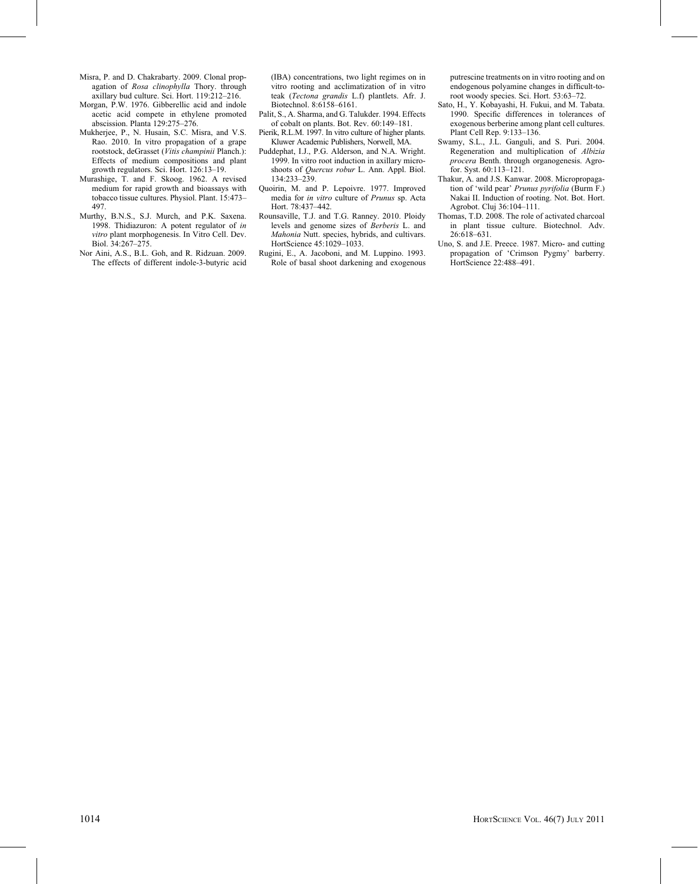Misra, P. and D. Chakrabarty. 2009. Clonal propagation of *Rosa clinophylla* Thory. through axillary bud culture. Sci. Hort. 119:212–216.

Morgan, P.W. 1976. Gibberellic acid and indole acetic acid compete in ethylene promoted abscission. Planta 129:275–276.

Mukherjee, P., N. Husain, S.C. Misra, and V.S. Rao. 2010. In vitro propagation of a grape rootstock, deGrasset (*Vitis champinii* Planch.): Effects of medium compositions and plant growth regulators. Sci. Hort. 126:13–19.

Murashige, T. and F. Skoog. 1962. A revised medium for rapid growth and bioassays with tobacco tissue cultures. Physiol. Plant. 15:473–497.

Murthy, B.N.S., S.J. Murch, and P.K. Saxena. 1998. Thidiazuron: A potent regulator of *in vitro* plant morphogenesis. In Vitro Cell. Dev. Biol. 34:267–275.

Nor Aini, A.S., B.L. Goh, and R. Ridzuan. 2009. The effects of different indole-3-butyric acid (IBA) concentrations, two light regimes on in vitro rooting and acclimatization of in vitro teak (*Tectona grandis* L.f) plantlets. Afr. J. Biotechnol. 8:6158–6161.

Palit, S., A. Sharma, and G. Talukder. 1994. Effects of cobalt on plants. Bot. Rev. 60:149–181.

Pierik, R.L.M. 1997. In vitro culture of higher plants. Kluwer Academic Publishers, Norwell, MA.

Puddephat, I.J., P.G. Alderson, and N.A. Wright. 1999. In vitro root induction in axillary microshoots of *Quercus robur* L. Ann. Appl. Biol. 134:233–239.

Quoirin, M. and P. Lepoivre. 1977. Improved media for *in vitro* culture of *Prunus* sp. Acta Hort. 78:437–442.

Rounsaville, T.J. and T.G. Ranney. 2010. Ploidy levels and genome sizes of *Berberis* L. and *Mahonia* Nutt. species, hybrids, and cultivars. HortScience 45:1029–1033.

Rugini, E., A. Jacoboni, and M. Luppino. 1993. Role of basal shoot darkening and exogenous putrescine treatments on in vitro rooting and on endogenous polyamine changes in difficult-to-root woody species. Sci. Hort. 53:63–72.

Sato, H., Y. Kobayashi, H. Fukui, and M. Tabata. 1990. Specific differences in tolerances of exogenous berberine among plant cell cultures. Plant Cell Rep. 9:133–136.

Swamy, S.L., J.L. Ganguli, and S. Puri. 2004. Regeneration and multiplication of *Albizia procera* Benth. through organogenesis. Agrofor. Syst. 60:113–121.

Thakur, A. and J.S. Kanwar. 2008. Micropropagation of 'wild pear' *Prunus pyrifolia* (Burm F.) Nakai II. Induction of rooting. Not. Bot. Hort. Agrobot. Cluj 36:104–111.

Thomas, T.D. 2008. The role of activated charcoal in plant tissue culture. Biotechnol. Adv. 26:618–631.

Uno, S. and J.E. Preece. 1987. Micro- and cutting propagation of 'Crimson Pygmy' barberry. HortScience 22:488–491.